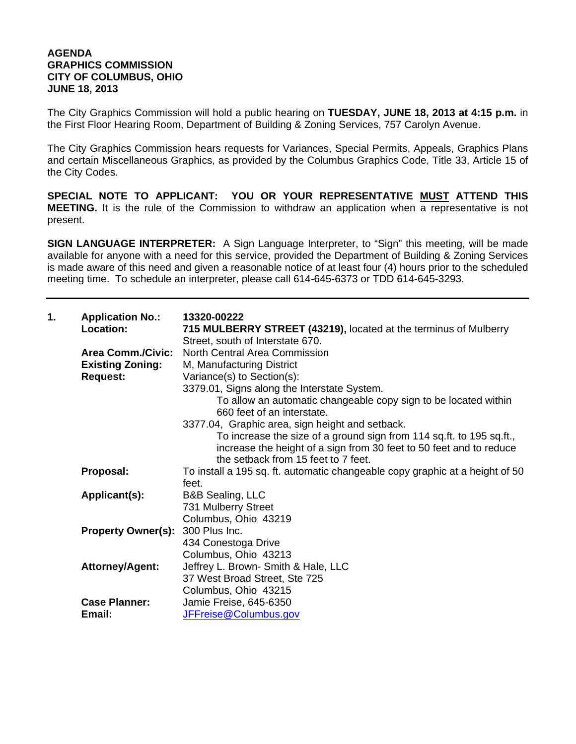**AGENDA**
**GRAPHICS COMMISSION**
**CITY OF COLUMBUS, OHIO**
**JUNE 18, 2013**

The City Graphics Commission will hold a public hearing on **TUESDAY, JUNE 18, 2013 at 4:15 p.m.** in the First Floor Hearing Room, Department of Building & Zoning Services, 757 Carolyn Avenue.

The City Graphics Commission hears requests for Variances, Special Permits, Appeals, Graphics Plans and certain Miscellaneous Graphics, as provided by the Columbus Graphics Code, Title 33, Article 15 of the City Codes.

**SPECIAL NOTE TO APPLICANT: YOU OR YOUR REPRESENTATIVE MUST ATTEND THIS MEETING.** It is the rule of the Commission to withdraw an application when a representative is not present.

**SIGN LANGUAGE INTERPRETER:** A Sign Language Interpreter, to "Sign" this meeting, will be made available for anyone with a need for this service, provided the Department of Building & Zoning Services is made aware of this need and given a reasonable notice of at least four (4) hours prior to the scheduled meeting time. To schedule an interpreter, please call 614-645-6373 or TDD 614-645-3293.

---

**1.**

**Application No.:** **13320-00222**

**Location:** **715 MULBERRY STREET (43219),** located at the terminus of Mulberry Street, south of Interstate 670.

**Area Comm./Civic:** North Central Area Commission

**Existing Zoning:** M, Manufacturing District

**Request:** Variance(s) to Section(s):

3379.01, Signs along the Interstate System.
To allow an automatic changeable copy sign to be located within 660 feet of an interstate.

3377.04, Graphic area, sign height and setback.
To increase the size of a ground sign from 114 sq.ft. to 195 sq.ft., increase the height of a sign from 30 feet to 50 feet and to reduce the setback from 15 feet to 7 feet.

**Proposal:** To install a 195 sq. ft. automatic changeable copy graphic at a height of 50 feet.

**Applicant(s):** B&B Sealing, LLC
731 Mulberry Street
Columbus, Ohio 43219

**Property Owner(s):** 300 Plus Inc.
434 Conestoga Drive
Columbus, Ohio 43213

**Attorney/Agent:** Jeffrey L. Brown- Smith & Hale, LLC
37 West Broad Street, Ste 725
Columbus, Ohio 43215

**Case Planner:** Jamie Freise, 645-6350

**Email:** JFFreise@Columbus.gov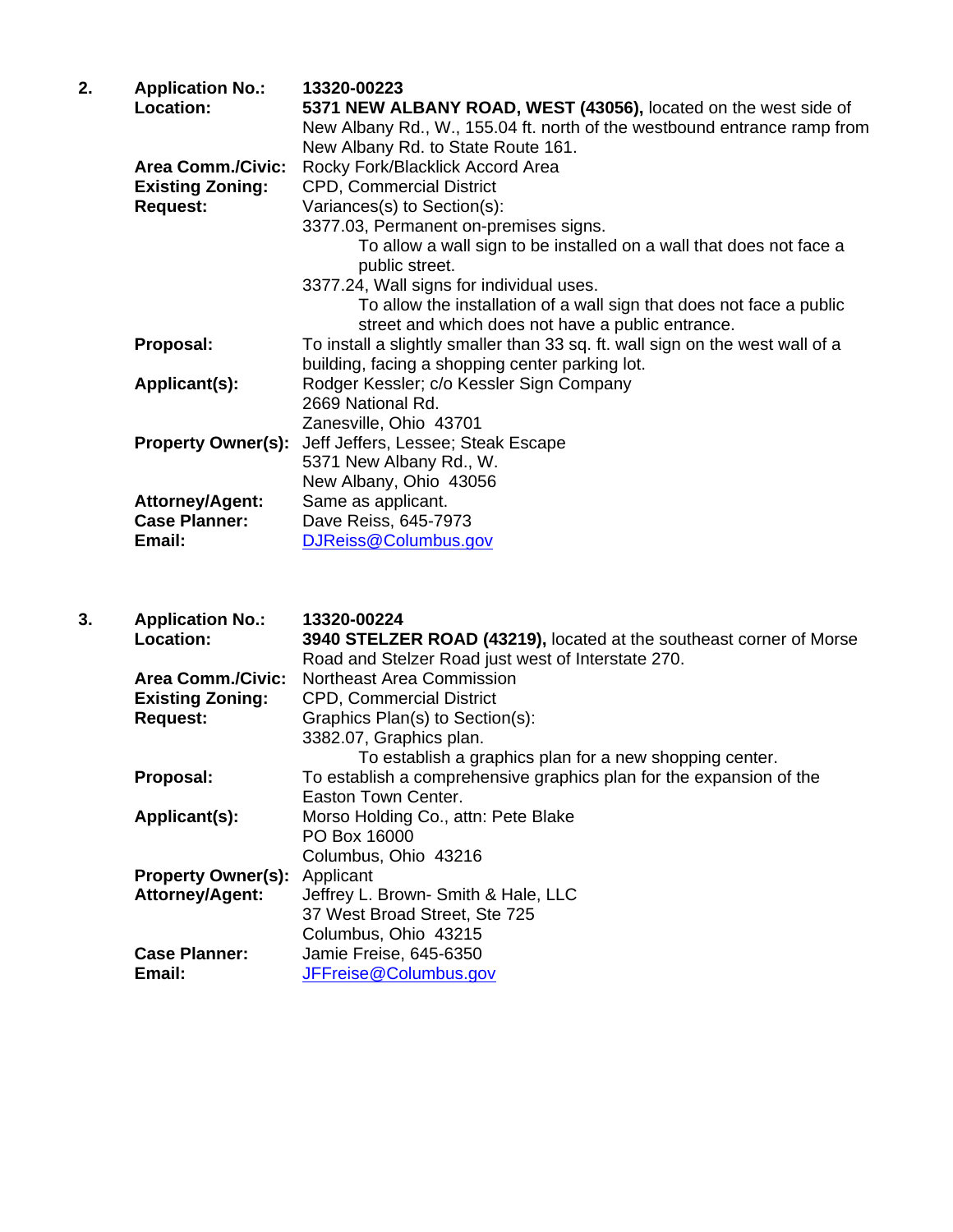**2. Application No.:** **13320-00223**

**Location:** **5371 NEW ALBANY ROAD, WEST (43056),** located on the west side of New Albany Rd., W., 155.04 ft. north of the westbound entrance ramp from New Albany Rd. to State Route 161.

**Area Comm./Civic:** Rocky Fork/Blacklick Accord Area

**Existing Zoning:** CPD, Commercial District

**Request:** Variances(s) to Section(s):

3377.03, Permanent on-premises signs.

To allow a wall sign to be installed on a wall that does not face a public street.

3377.24, Wall signs for individual uses.

To allow the installation of a wall sign that does not face a public street and which does not have a public entrance.

**Proposal:** To install a slightly smaller than 33 sq. ft. wall sign on the west wall of a building, facing a shopping center parking lot.

**Applicant(s):** Rodger Kessler; c/o Kessler Sign Company
2669 National Rd.
Zanesville, Ohio 43701

**Property Owner(s):** Jeff Jeffers, Lessee; Steak Escape
5371 New Albany Rd., W.
New Albany, Ohio 43056

**Attorney/Agent:** Same as applicant.

**Case Planner:** Dave Reiss, 645-7973

**Email:** DJReiss@Columbus.gov

**3. Application No.:** **13320-00224**

**Location:** **3940 STELZER ROAD (43219),** located at the southeast corner of Morse Road and Stelzer Road just west of Interstate 270.

**Area Comm./Civic:** Northeast Area Commission

**Existing Zoning:** CPD, Commercial District

**Request:** Graphics Plan(s) to Section(s):

3382.07, Graphics plan.

To establish a graphics plan for a new shopping center.

**Proposal:** To establish a comprehensive graphics plan for the expansion of the Easton Town Center.

**Applicant(s):** Morso Holding Co., attn: Pete Blake
PO Box 16000
Columbus, Ohio 43216

**Property Owner(s):** Applicant

**Attorney/Agent:** Jeffrey L. Brown- Smith & Hale, LLC
37 West Broad Street, Ste 725
Columbus, Ohio 43215

**Case Planner:** Jamie Freise, 645-6350

**Email:** JFFreise@Columbus.gov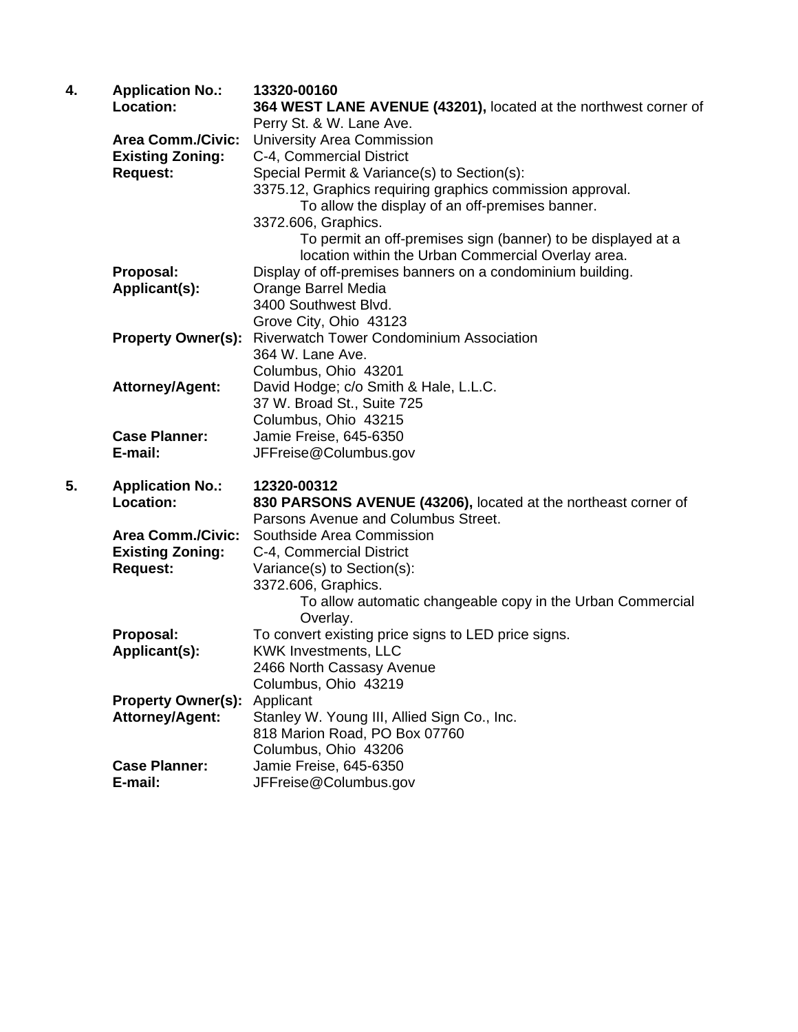**4.** **Application No.:** **13320-00160**

**Location:** **364 WEST LANE AVENUE (43201),** located at the northwest corner of Perry St. & W. Lane Ave.

**Area Comm./Civic:** University Area Commission

**Existing Zoning:** C-4, Commercial District

**Request:** Special Permit & Variance(s) to Section(s):

3375.12, Graphics requiring graphics commission approval.

To allow the display of an off-premises banner.

3372.606, Graphics.

To permit an off-premises sign (banner) to be displayed at a location within the Urban Commercial Overlay area.

**Proposal:** Display of off-premises banners on a condominium building.

**Applicant(s):** Orange Barrel Media
3400 Southwest Blvd.
Grove City, Ohio 43123

**Property Owner(s):** Riverwatch Tower Condominium Association
364 W. Lane Ave.
Columbus, Ohio 43201

**Attorney/Agent:** David Hodge; c/o Smith & Hale, L.L.C.
37 W. Broad St., Suite 725
Columbus, Ohio 43215

**Case Planner:** Jamie Freise, 645-6350

**E-mail:** JFFreise@Columbus.gov

**5.** **Application No.:** **12320-00312**

**Location:** **830 PARSONS AVENUE (43206),** located at the northeast corner of Parsons Avenue and Columbus Street.

**Area Comm./Civic:** Southside Area Commission

**Existing Zoning:** C-4, Commercial District

**Request:** Variance(s) to Section(s):

3372.606, Graphics.

To allow automatic changeable copy in the Urban Commercial Overlay.

**Proposal:** To convert existing price signs to LED price signs.

**Applicant(s):** KWK Investments, LLC
2466 North Cassasy Avenue
Columbus, Ohio 43219

**Property Owner(s):** Applicant

**Attorney/Agent:** Stanley W. Young III, Allied Sign Co., Inc.
818 Marion Road, PO Box 07760
Columbus, Ohio 43206

**Case Planner:** Jamie Freise, 645-6350

**E-mail:** JFFreise@Columbus.gov